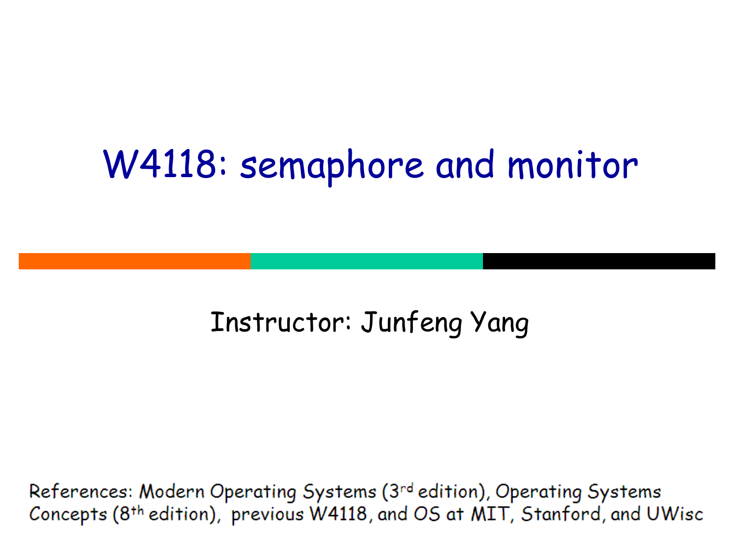# W4118: semaphore and monitor

Instructor: Junfeng Yang

References: Modern Operating Systems (3rd edition), Operating Systems Concepts (8th edition), previous W4118, and OS at MIT, Stanford, and UWisc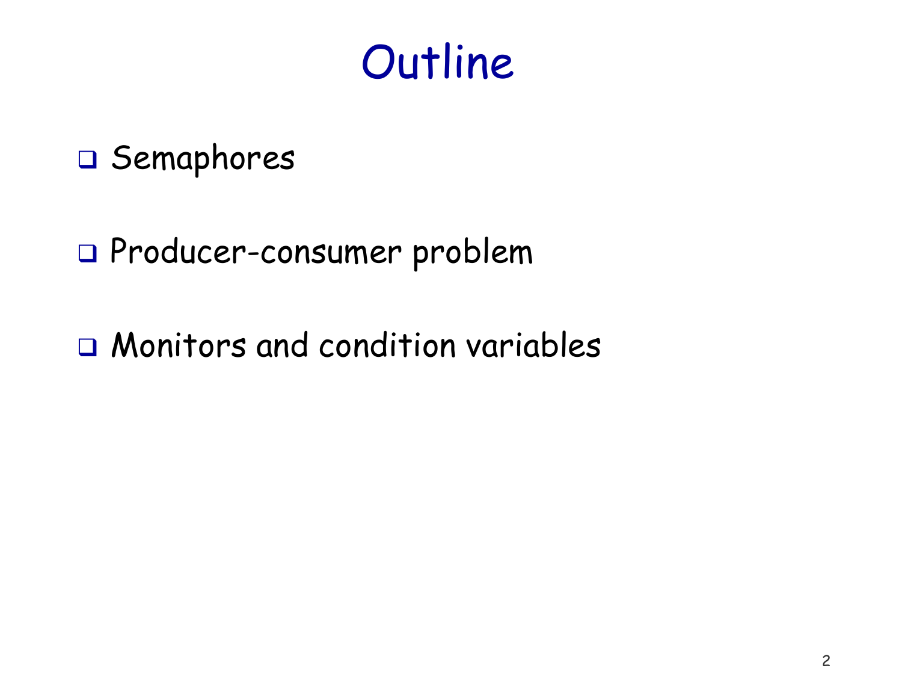# Outline

- Semaphores
- Producer-consumer problem
- Monitors and condition variables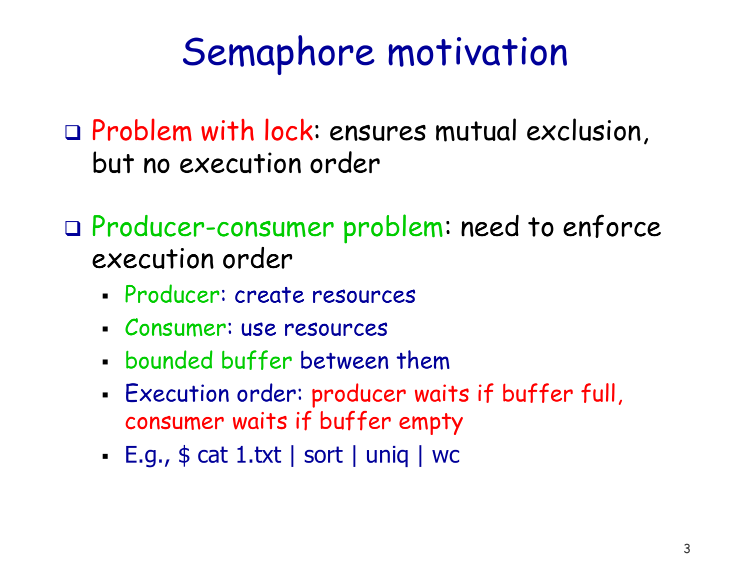# Semaphore motivation

- Problem with lock: ensures mutual exclusion, but no execution order

- Producer-consumer problem: need to enforce execution order
  - Producer: create resources
  - Consumer: use resources
  - bounded buffer between them
  - Execution order: producer waits if buffer full, consumer waits if buffer empty
  - E.g., $ cat 1.txt | sort | uniq | wc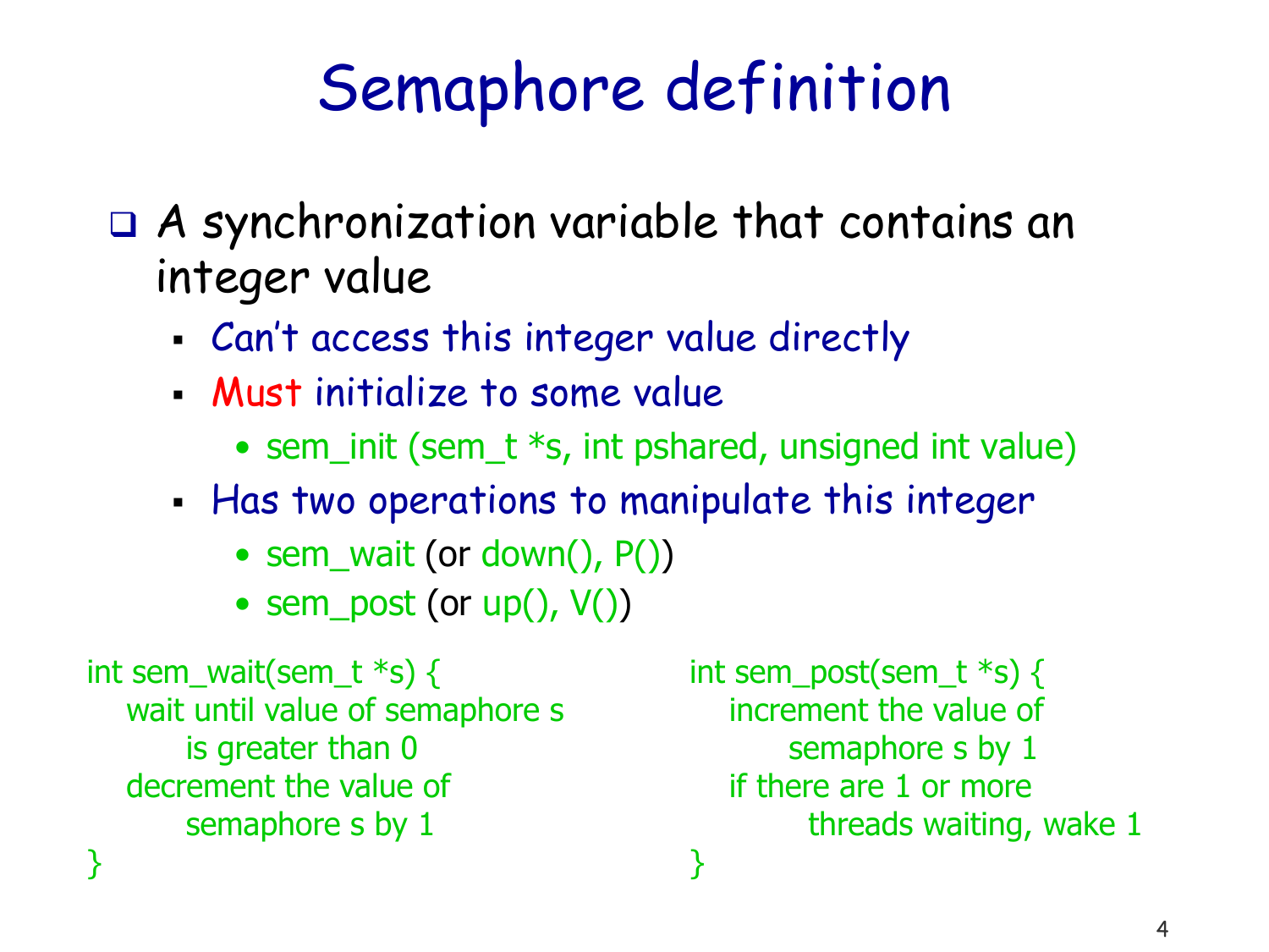# Semaphore definition

- A synchronization variable that contains an integer value
  - Can't access this integer value directly
  - **Must** initialize to some value
    - sem_init (sem_t *s, int pshared, unsigned int value)
  - Has two operations to manipulate this integer
    - sem_wait (or down(), P())
    - sem_post (or up(), V())

```
int sem_wait(sem_t *s) {
   wait until value of semaphore s
        is greater than 0
   decrement the value of
        semaphore s by 1
}
```

```
int sem_post(sem_t *s) {
   increment the value of
        semaphore s by 1
   if there are 1 or more
          threads waiting, wake 1
}
```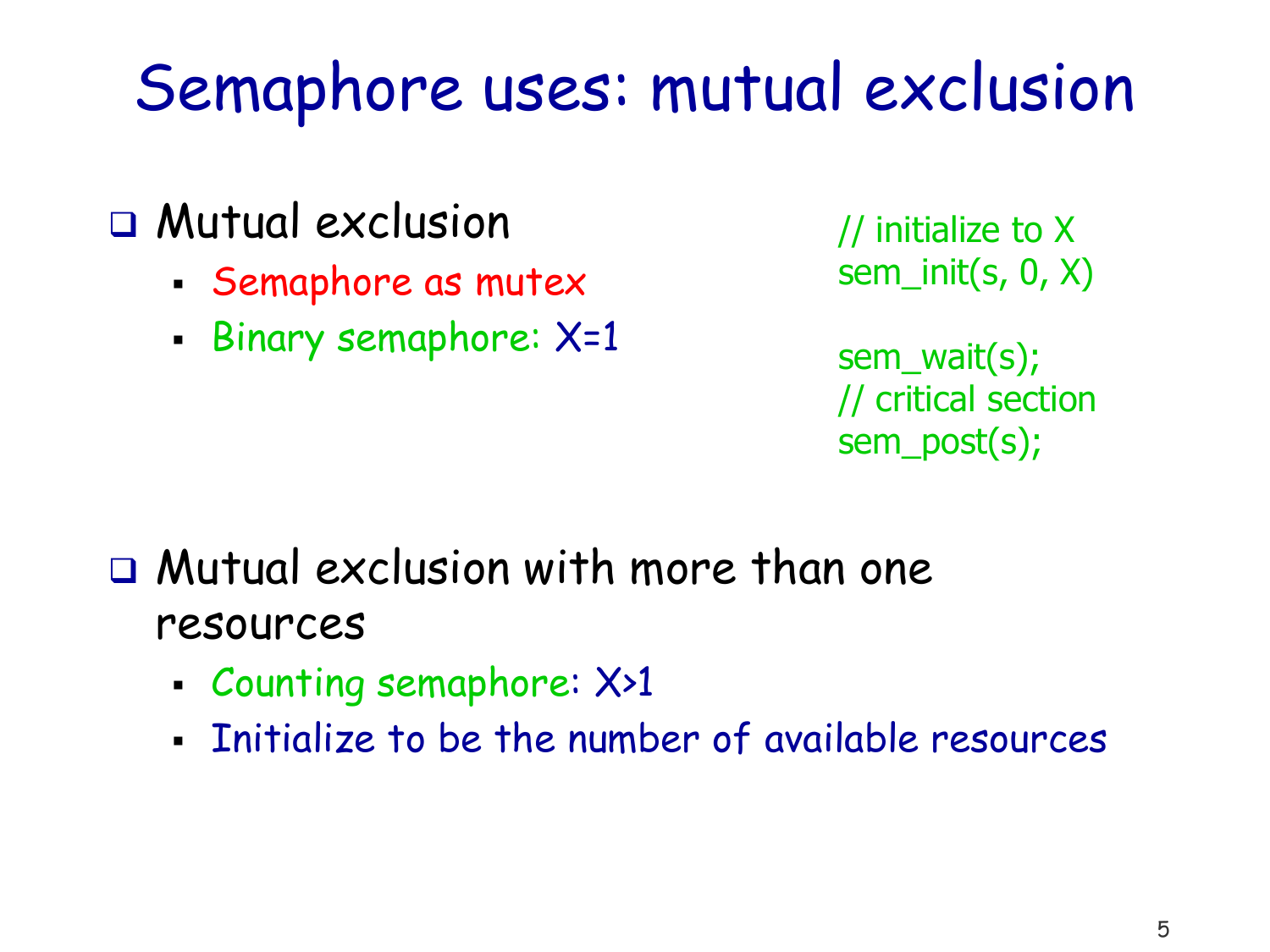# Semaphore uses: mutual exclusion

- Mutual exclusion
  - Semaphore as mutex
  - Binary semaphore: X=1

```
// initialize to X
sem_init(s, 0, X)

sem_wait(s);
// critical section
sem_post(s);
```

- Mutual exclusion with more than one resources
  - Counting semaphore: X>1
  - Initialize to be the number of available resources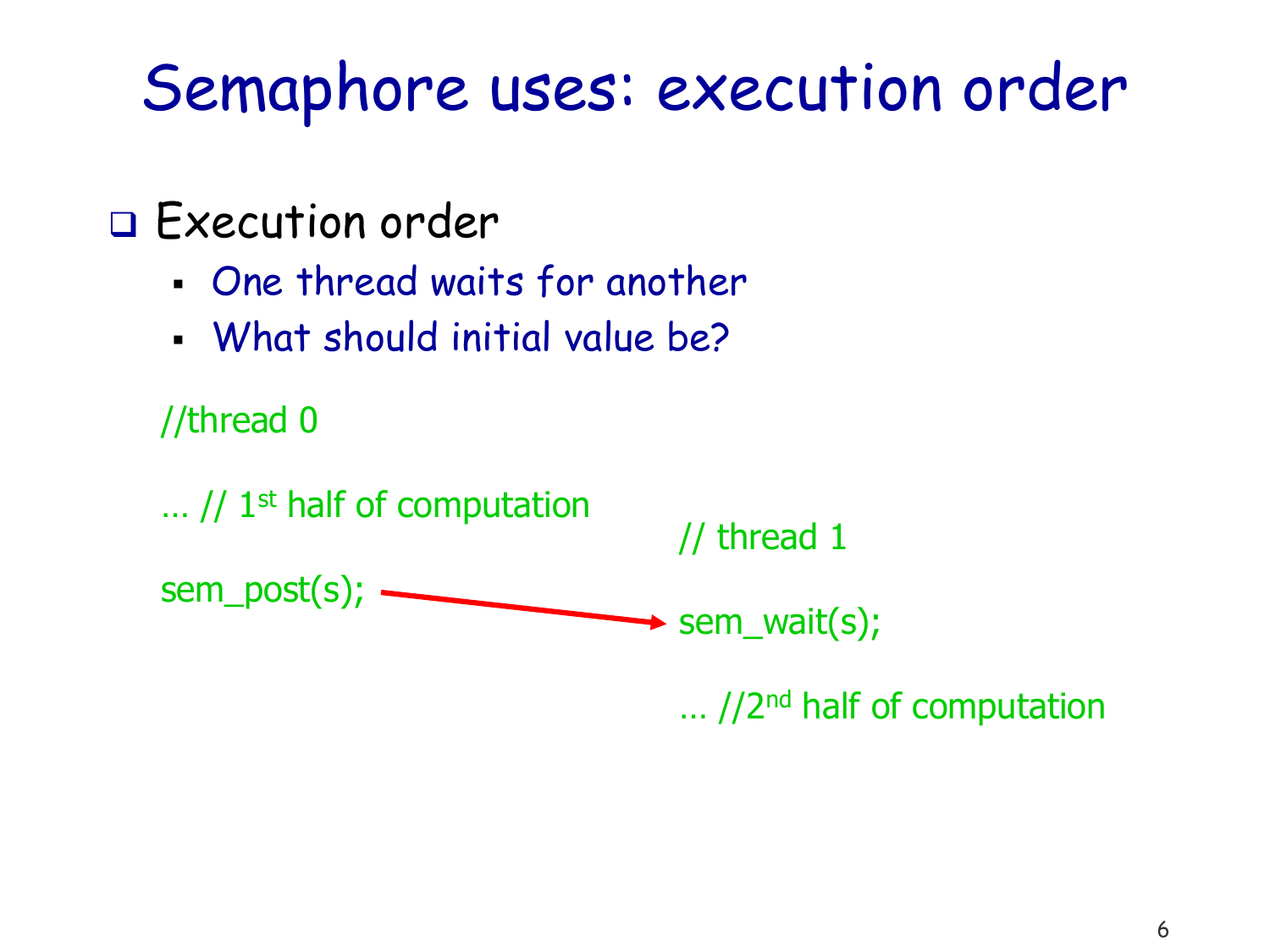# Semaphore uses: execution order

- Execution order
  - *One thread waits for another*
  - *What should initial value be?*

```
//thread 0

… // 1st half of computation

sem_post(s);
```

```
// thread 1

sem_wait(s);

… //2nd half of computation
```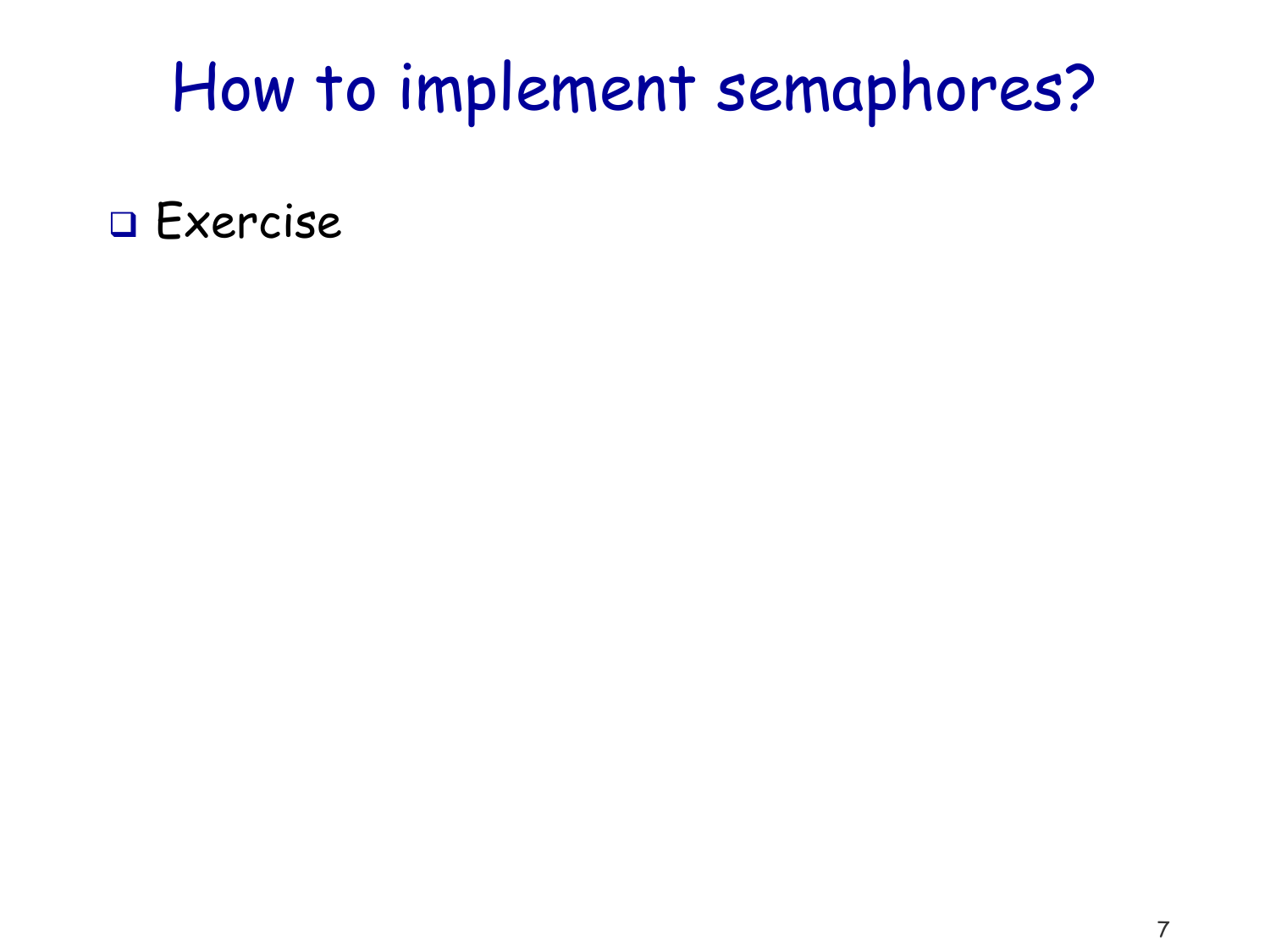# How to implement semaphores?

- Exercise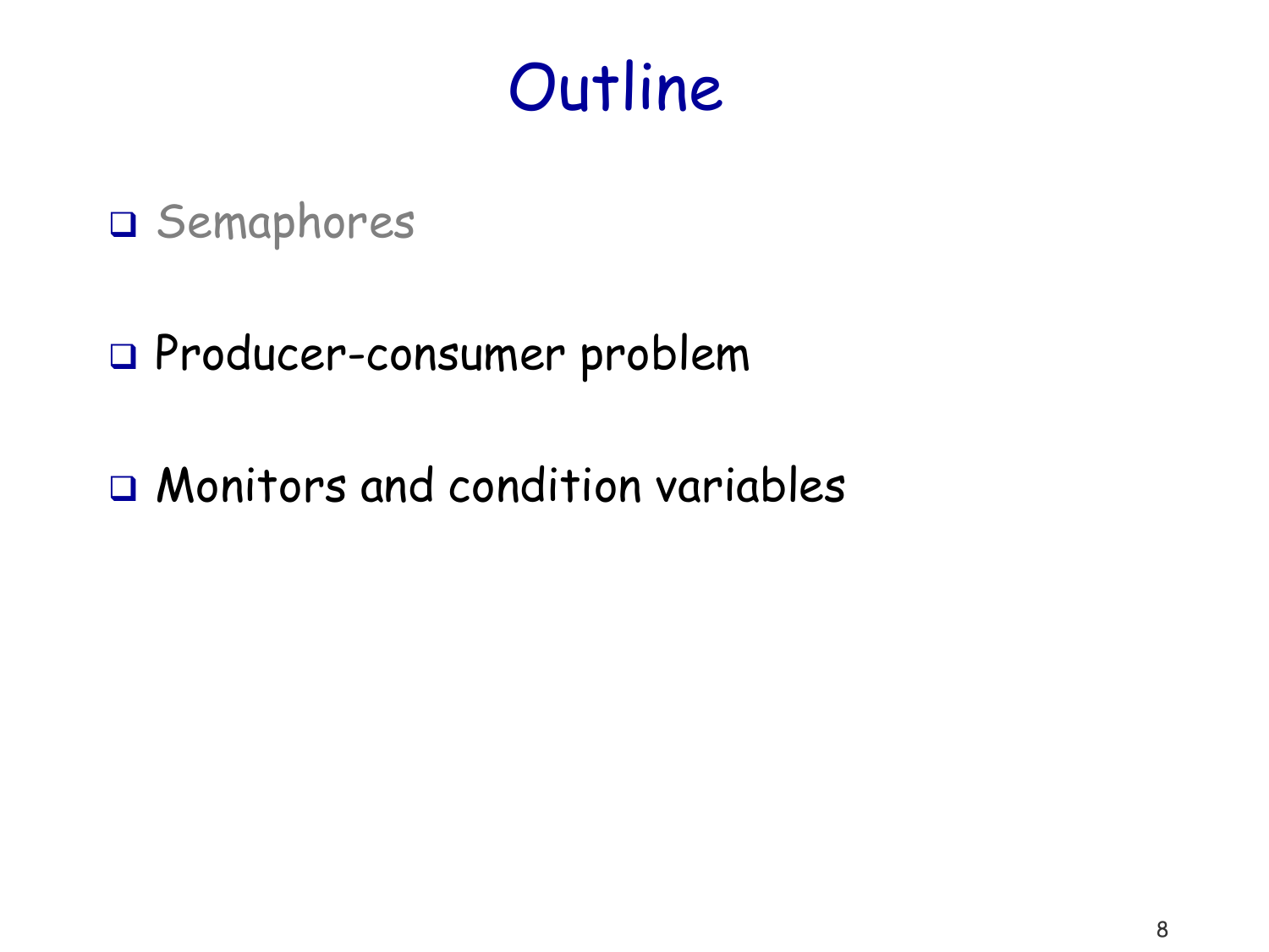# Outline

- Semaphores
- Producer-consumer problem
- Monitors and condition variables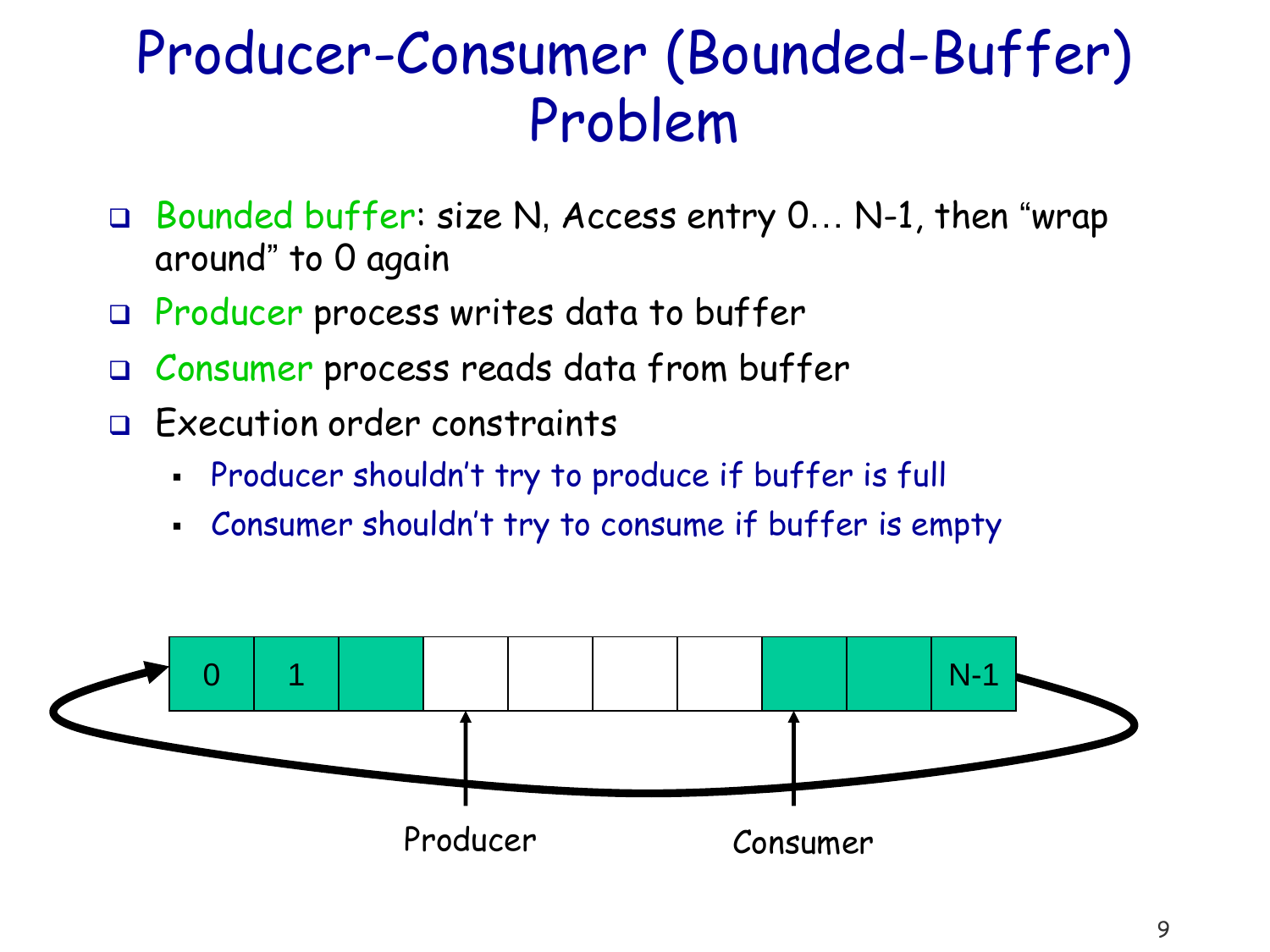# Producer-Consumer (Bounded-Buffer) Problem

- Bounded buffer: size N, Access entry 0… N-1, then "wrap around" to 0 again
- Producer process writes data to buffer
- Consumer process reads data from buffer
- Execution order constraints
  - Producer shouldn't try to produce if buffer is full
  - Consumer shouldn't try to consume if buffer is empty

0 1 N-1

Producer Consumer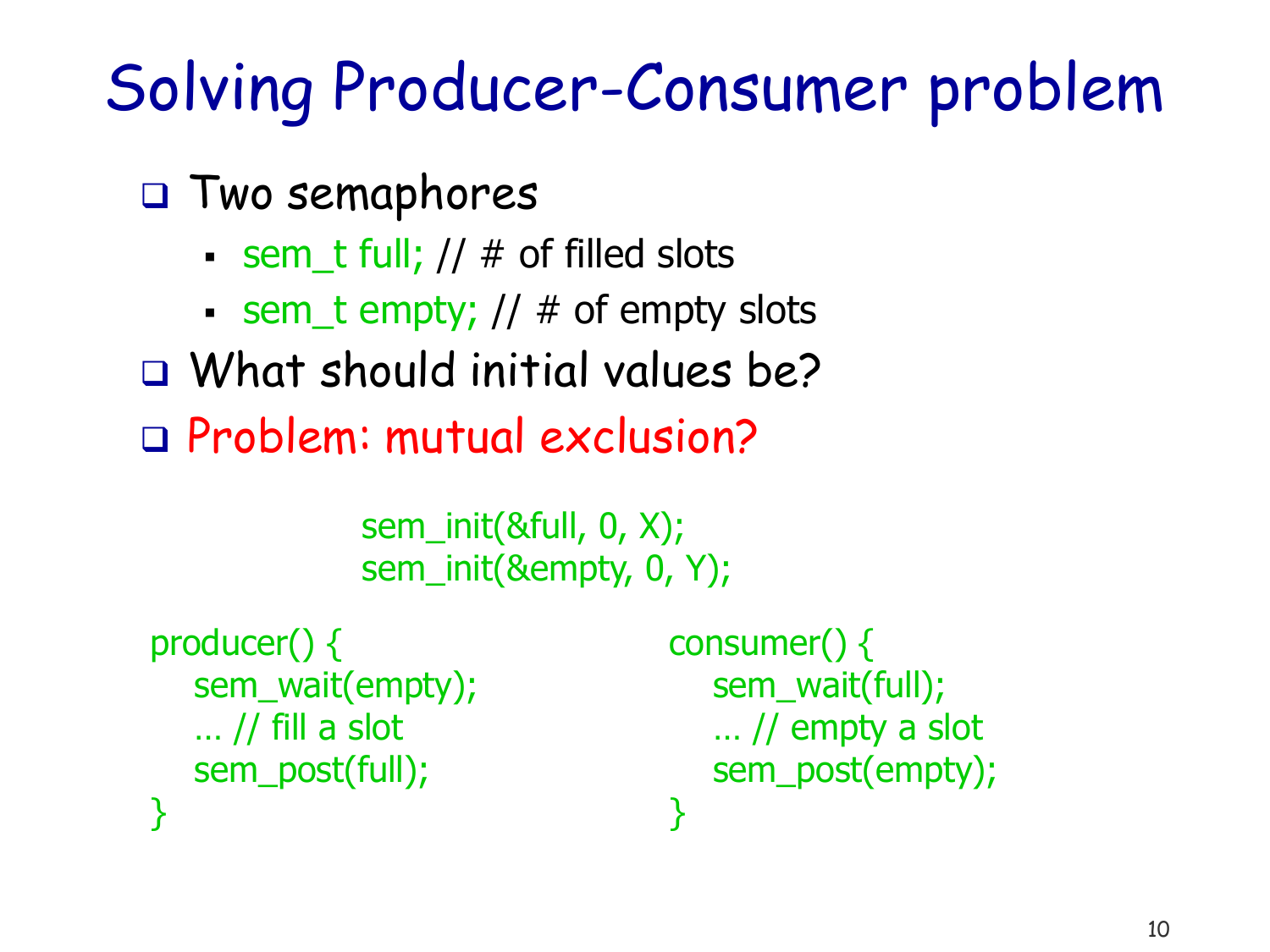# Solving Producer-Consumer problem

- Two semaphores
  - sem_t full; // # of filled slots
  - sem_t empty; // # of empty slots
- What should initial values be?
- Problem: mutual exclusion?

```
sem_init(&full, 0, X);
sem_init(&empty, 0, Y);
```

```
producer() {
    sem_wait(empty);
    … // fill a slot
    sem_post(full);
}
```

```
consumer() {
    sem_wait(full);
    … // empty a slot
    sem_post(empty);
}
```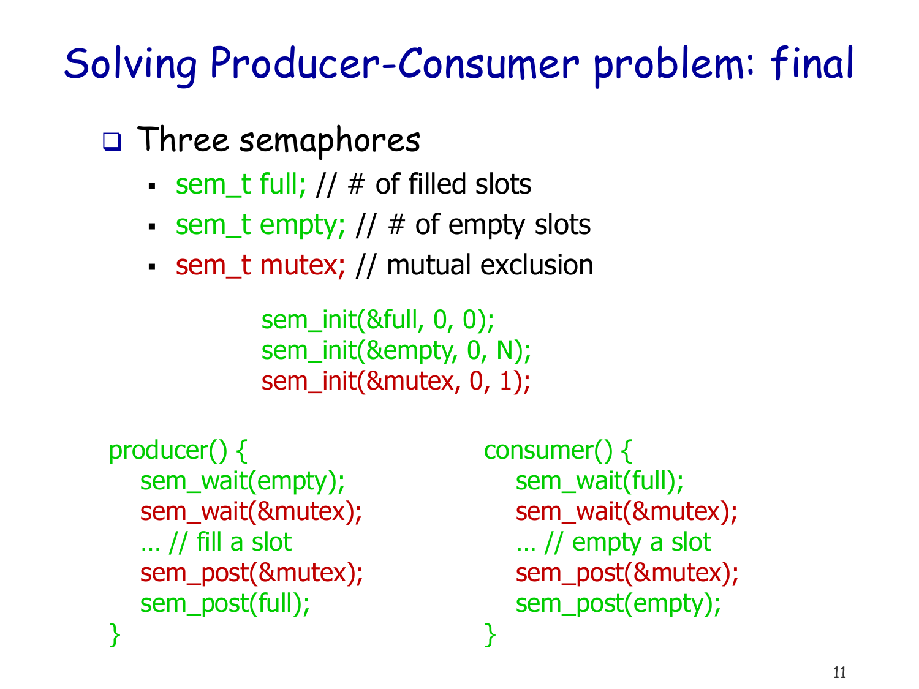# Solving Producer-Consumer problem: final

- Three semaphores
  - sem_t full; // # of filled slots
  - sem_t empty; // # of empty slots
  - sem_t mutex; // mutual exclusion

```
sem_init(&full, 0, 0);
sem_init(&empty, 0, N);
sem_init(&mutex, 0, 1);
```

```
producer() {
   sem_wait(empty);
   sem_wait(&mutex);
   … // fill a slot
   sem_post(&mutex);
   sem_post(full);
}
```

```
consumer() {
   sem_wait(full);
   sem_wait(&mutex);
   … // empty a slot
   sem_post(&mutex);
   sem_post(empty);
}
```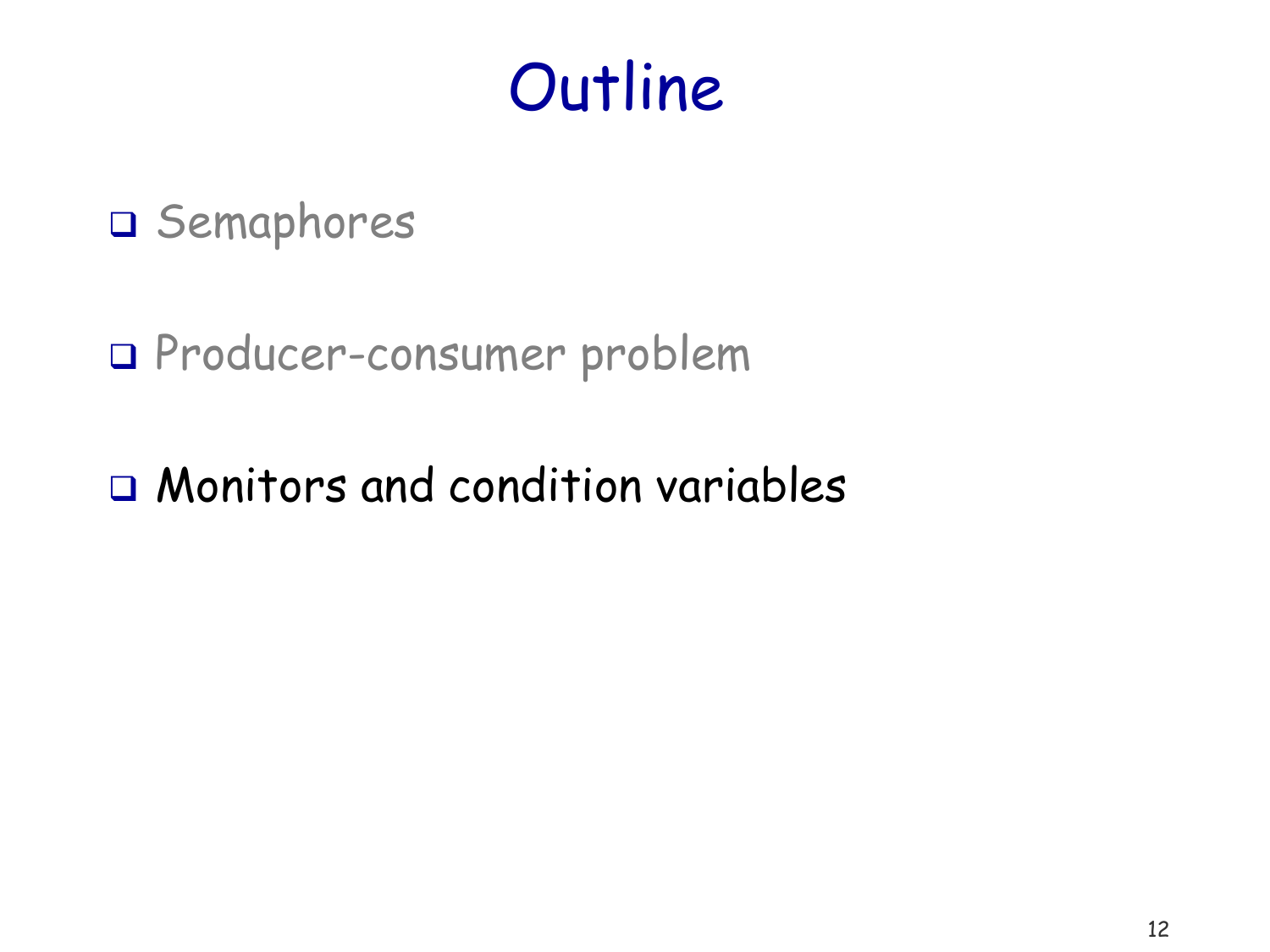# Outline

- Semaphores
- Producer-consumer problem
- Monitors and condition variables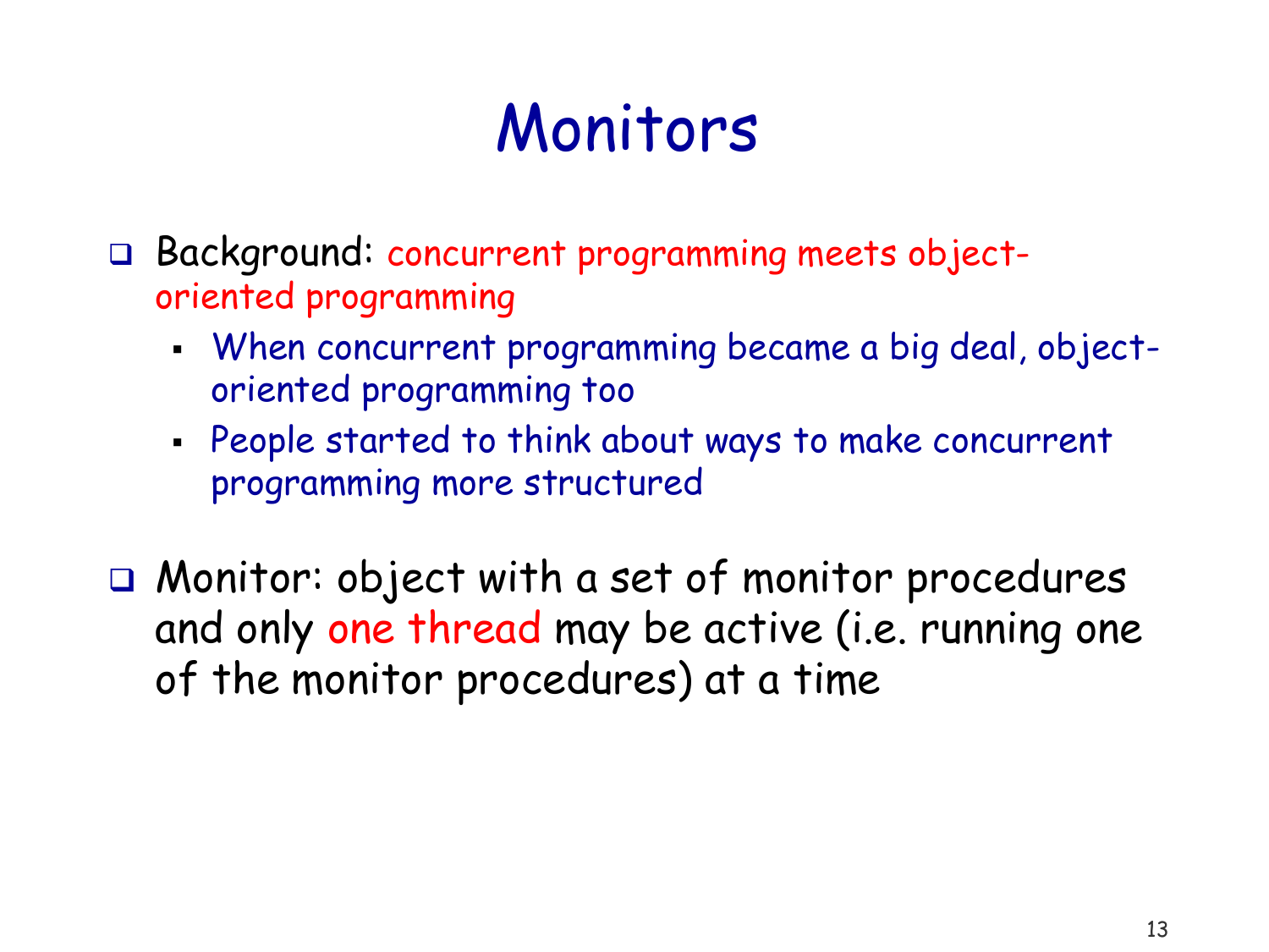# Monitors

- Background: concurrent programming meets object-oriented programming
  - When concurrent programming became a big deal, object-oriented programming too
  - People started to think about ways to make concurrent programming more structured

- Monitor: object with a set of monitor procedures and only one thread may be active (i.e. running one of the monitor procedures) at a time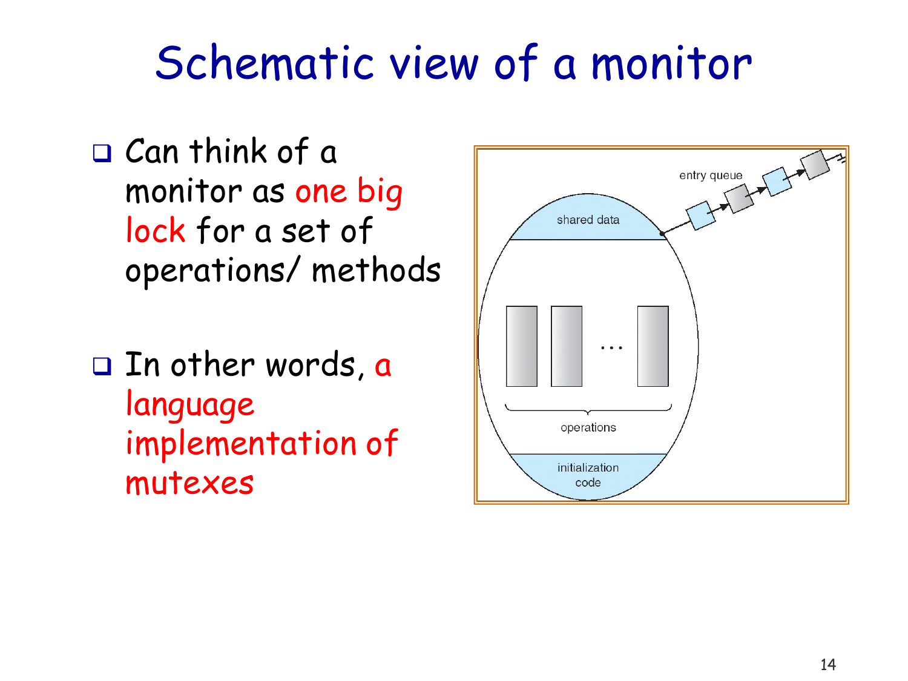# Schematic view of a monitor

- Can think of a monitor as one big lock for a set of operations/ methods

- In other words, a language implementation of mutexes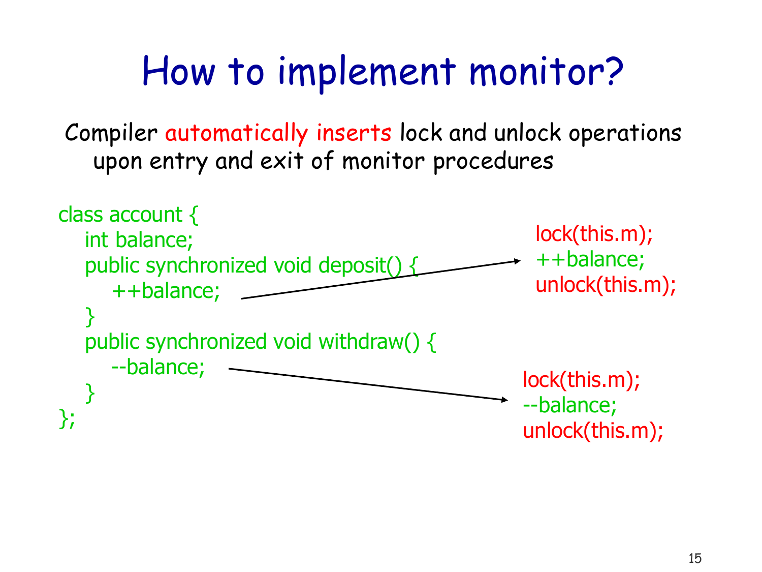# How to implement monitor?

Compiler automatically inserts lock and unlock operations upon entry and exit of monitor procedures

```
class account {
   int balance;
   public synchronized void deposit() {
      ++balance;
   }
   public synchronized void withdraw() {
      --balance;
   }
};
```

`++balance;` →

```
lock(this.m);
++balance;
unlock(this.m);
```

`--balance;` →

```
lock(this.m);
--balance;
unlock(this.m);
```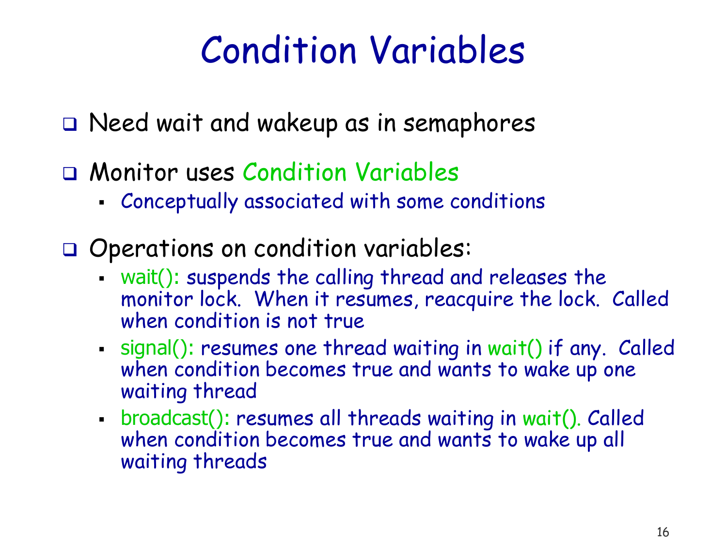# Condition Variables

- Need wait and wakeup as in semaphores
- Monitor uses Condition Variables
  - Conceptually associated with some conditions
- Operations on condition variables:
  - wait(): suspends the calling thread and releases the monitor lock. When it resumes, reacquire the lock. Called when condition is not true
  - signal(): resumes one thread waiting in wait() if any. Called when condition becomes true and wants to wake up one waiting thread
  - broadcast(): resumes all threads waiting in wait(). Called when condition becomes true and wants to wake up all waiting threads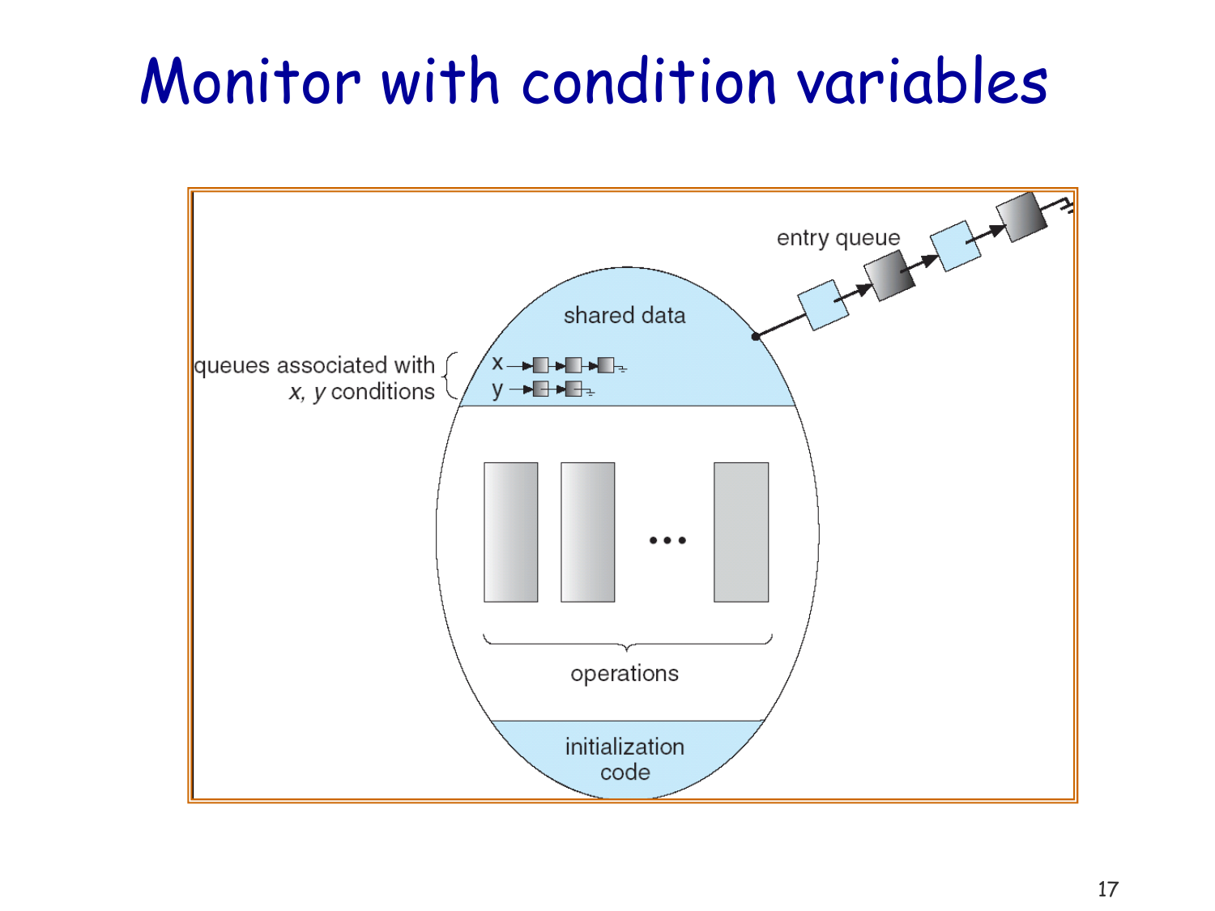# Monitor with condition variables

entry queue

shared data

queues associated with x, y conditions

x

y

operations

initialization code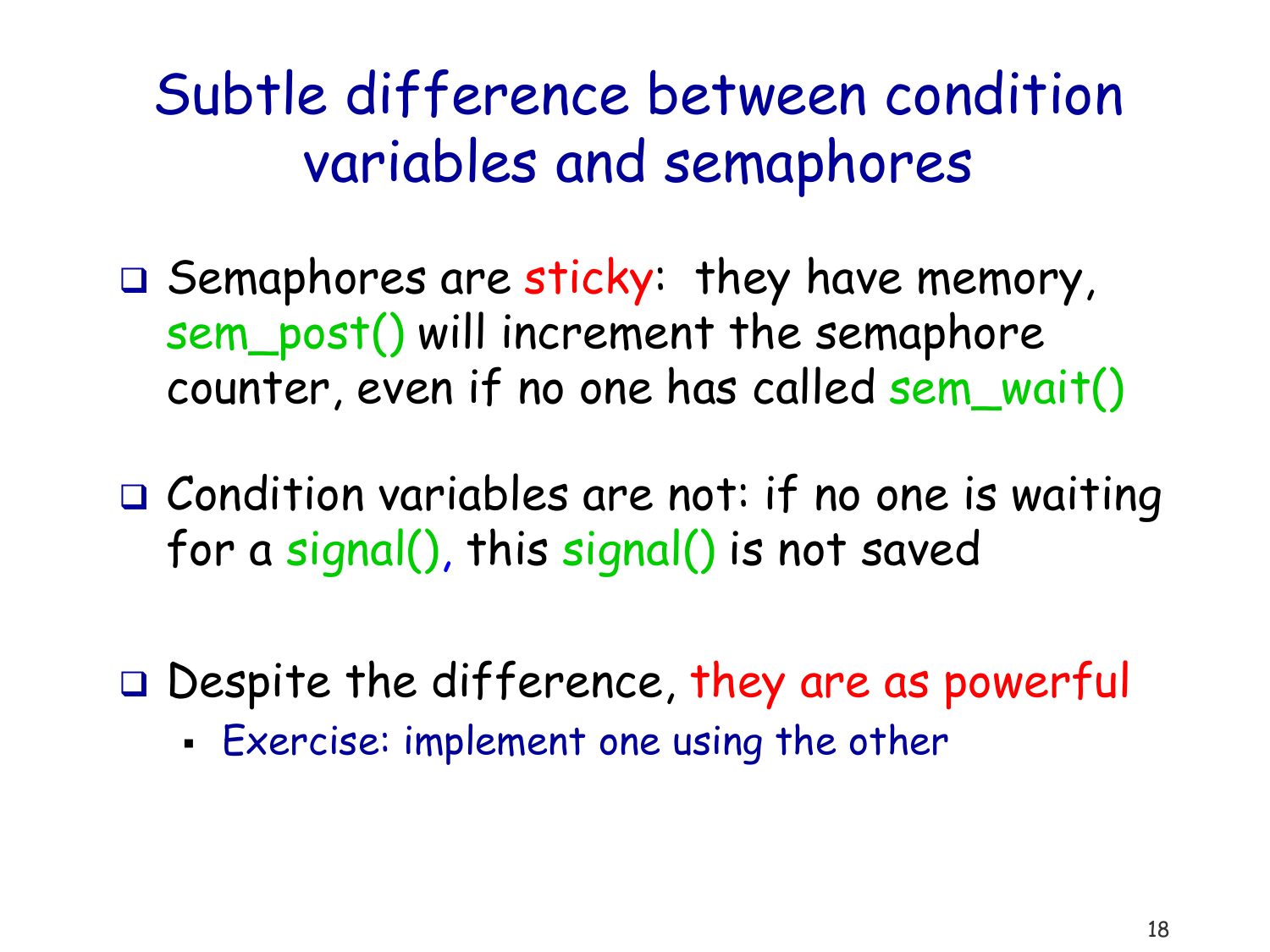# Subtle difference between condition variables and semaphores

- Semaphores are sticky: they have memory, sem_post() will increment the semaphore counter, even if no one has called sem_wait()

- Condition variables are not: if no one is waiting for a signal(), this signal() is not saved

- Despite the difference, they are as powerful
  - Exercise: implement one using the other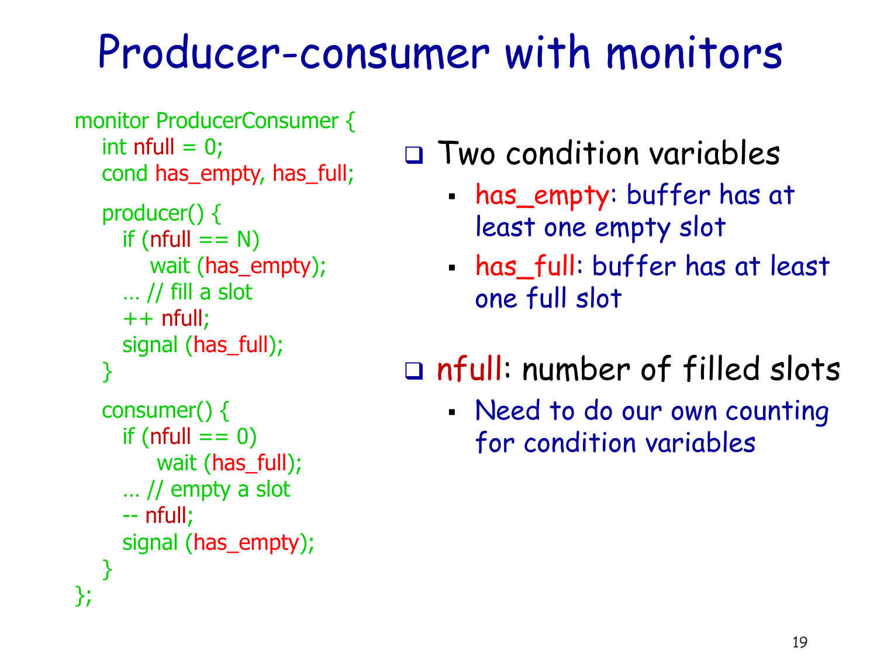# Producer-consumer with monitors

```
monitor ProducerConsumer {
   int nfull = 0;
   cond has_empty, has_full;

   producer() {
      if (nfull == N)
         wait (has_empty);
      … // fill a slot
      ++ nfull;
      signal (has_full);
   }

   consumer() {
      if (nfull == 0)
         wait (has_full);
      … // empty a slot
      -- nfull;
      signal (has_empty);
   }
};
```

- Two condition variables
  - has_empty: buffer has at least one empty slot
  - has_full: buffer has at least one full slot
- nfull: number of filled slots
  - Need to do our own counting for condition variables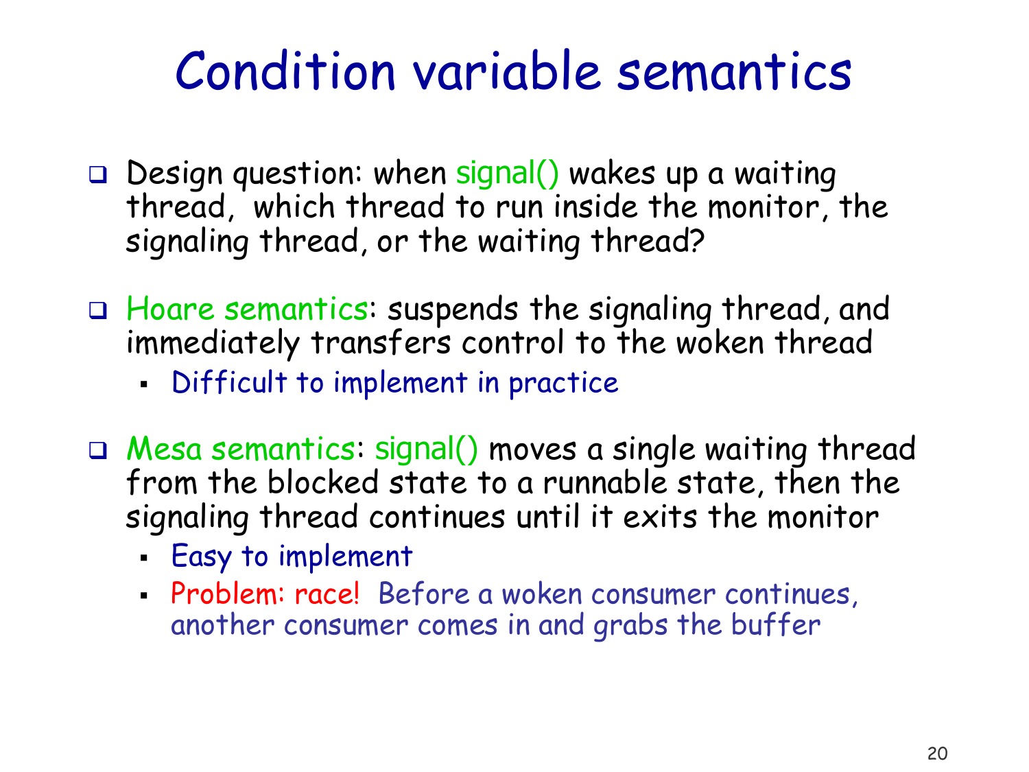# Condition variable semantics

- Design question: when signal() wakes up a waiting thread, which thread to run inside the monitor, the signaling thread, or the waiting thread?
- Hoare semantics: suspends the signaling thread, and immediately transfers control to the woken thread
  - Difficult to implement in practice
- Mesa semantics: signal() moves a single waiting thread from the blocked state to a runnable state, then the signaling thread continues until it exits the monitor
  - Easy to implement
  - Problem: race! Before a woken consumer continues, another consumer comes in and grabs the buffer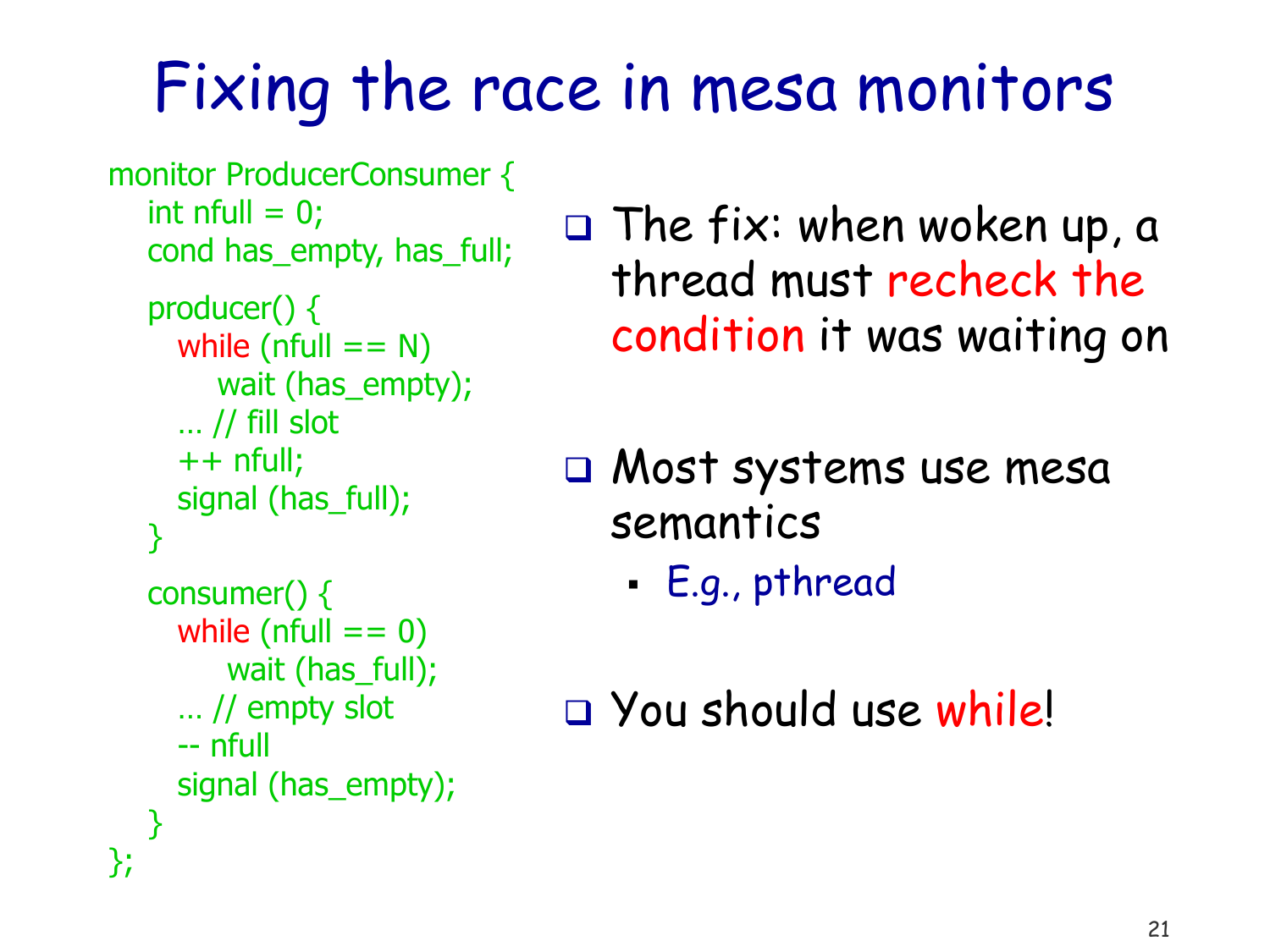# Fixing the race in mesa monitors

```
monitor ProducerConsumer {
   int nfull = 0;
   cond has_empty, has_full;

   producer() {
      while (nfull == N)
         wait (has_empty);
      … // fill slot
      ++ nfull;
      signal (has_full);
   }

   consumer() {
      while (nfull == 0)
         wait (has_full);
      … // empty slot
      -- nfull
      signal (has_empty);
   }
};
```

- The fix: when woken up, a thread must recheck the condition it was waiting on
- Most systems use mesa semantics
  - E.g., pthread
- You should use while!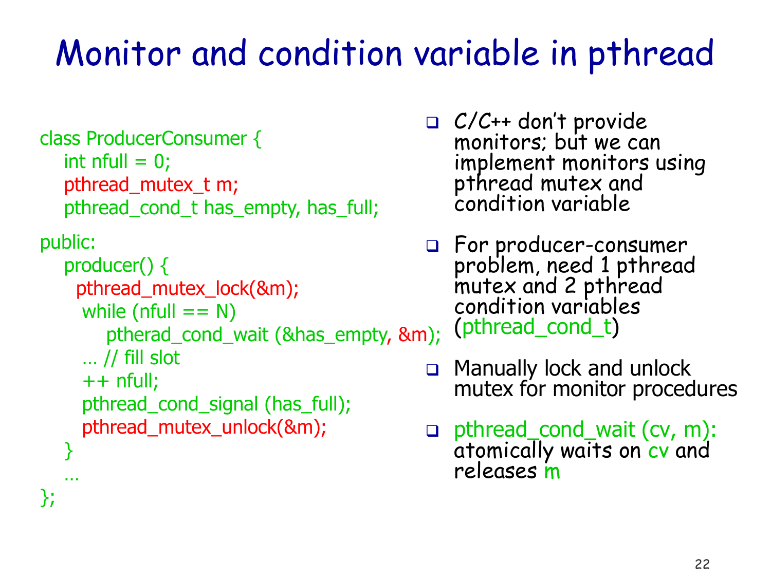# Monitor and condition variable in pthread

```
class ProducerConsumer {
   int nfull = 0;
   pthread_mutex_t m;
   pthread_cond_t has_empty, has_full;

public:
   producer() {
     pthread_mutex_lock(&m);
      while (nfull == N)
         ptherad_cond_wait (&has_empty, &m);
      … // fill slot
      ++ nfull;
      pthread_cond_signal (has_full);
      pthread_mutex_unlock(&m);
   }
   …
};
```

- C/C++ don't provide monitors; but we can implement monitors using pthread mutex and condition variable
- For producer-consumer problem, need 1 pthread mutex and 2 pthread condition variables (pthread_cond_t)
- Manually lock and unlock mutex for monitor procedures
- pthread_cond_wait (cv, m): atomically waits on cv and releases m